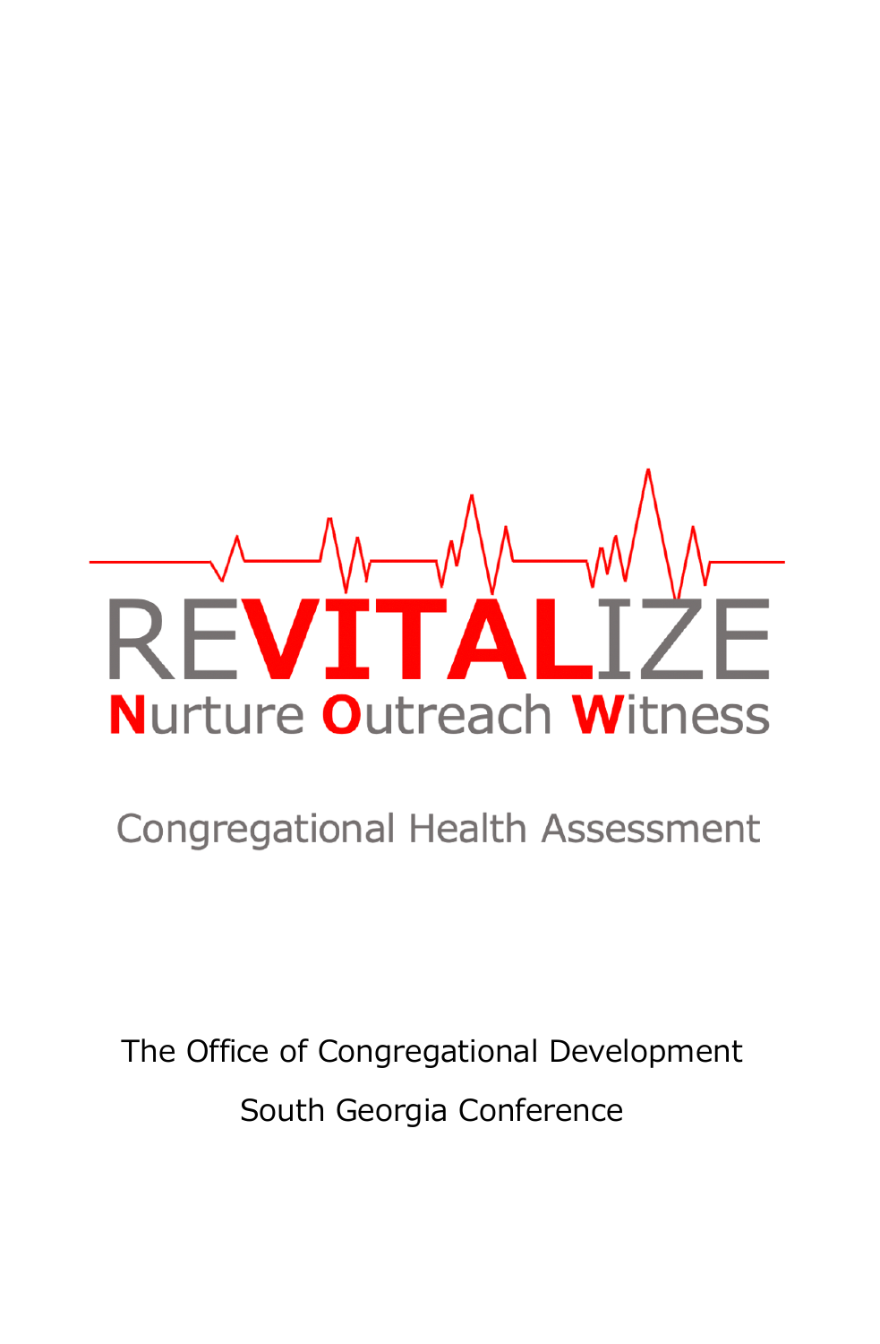# REVITALIZE

**N**urture **O**utreach **W**itness

## Congregational Health Assessment

The Office of Congregational Development

South Georgia Conference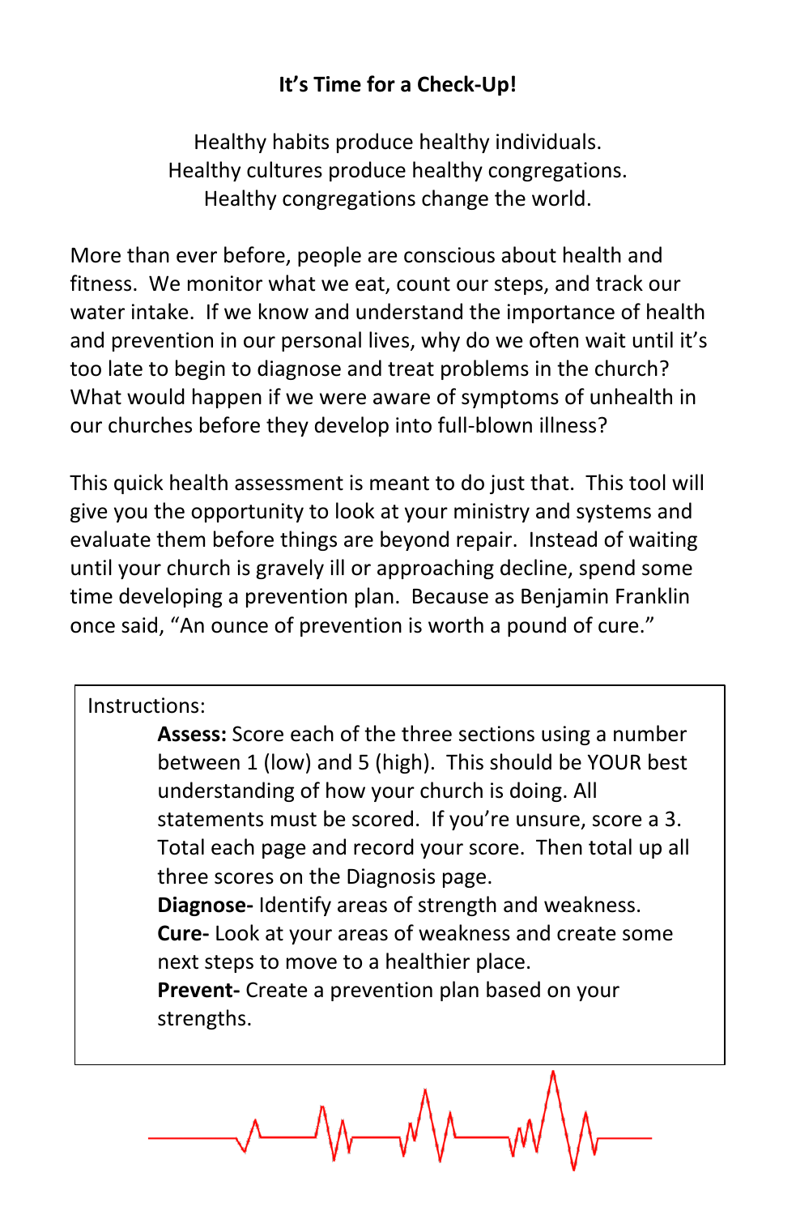# It's Time for a Check-Up!

Healthy habits produce healthy individuals.
Healthy cultures produce healthy congregations.
Healthy congregations change the world.

More than ever before, people are conscious about health and fitness. We monitor what we eat, count our steps, and track our water intake. If we know and understand the importance of health and prevention in our personal lives, why do we often wait until it's too late to begin to diagnose and treat problems in the church? What would happen if we were aware of symptoms of unhealth in our churches before they develop into full-blown illness?

This quick health assessment is meant to do just that. This tool will give you the opportunity to look at your ministry and systems and evaluate them before things are beyond repair. Instead of waiting until your church is gravely ill or approaching decline, spend some time developing a prevention plan. Because as Benjamin Franklin once said, "An ounce of prevention is worth a pound of cure."

Instructions:

**Assess:** Score each of the three sections using a number between 1 (low) and 5 (high). This should be YOUR best understanding of how your church is doing. All statements must be scored. If you're unsure, score a 3. Total each page and record your score. Then total up all three scores on the Diagnosis page.

**Diagnose-** Identify areas of strength and weakness.

**Cure-** Look at your areas of weakness and create some next steps to move to a healthier place.

**Prevent-** Create a prevention plan based on your strengths.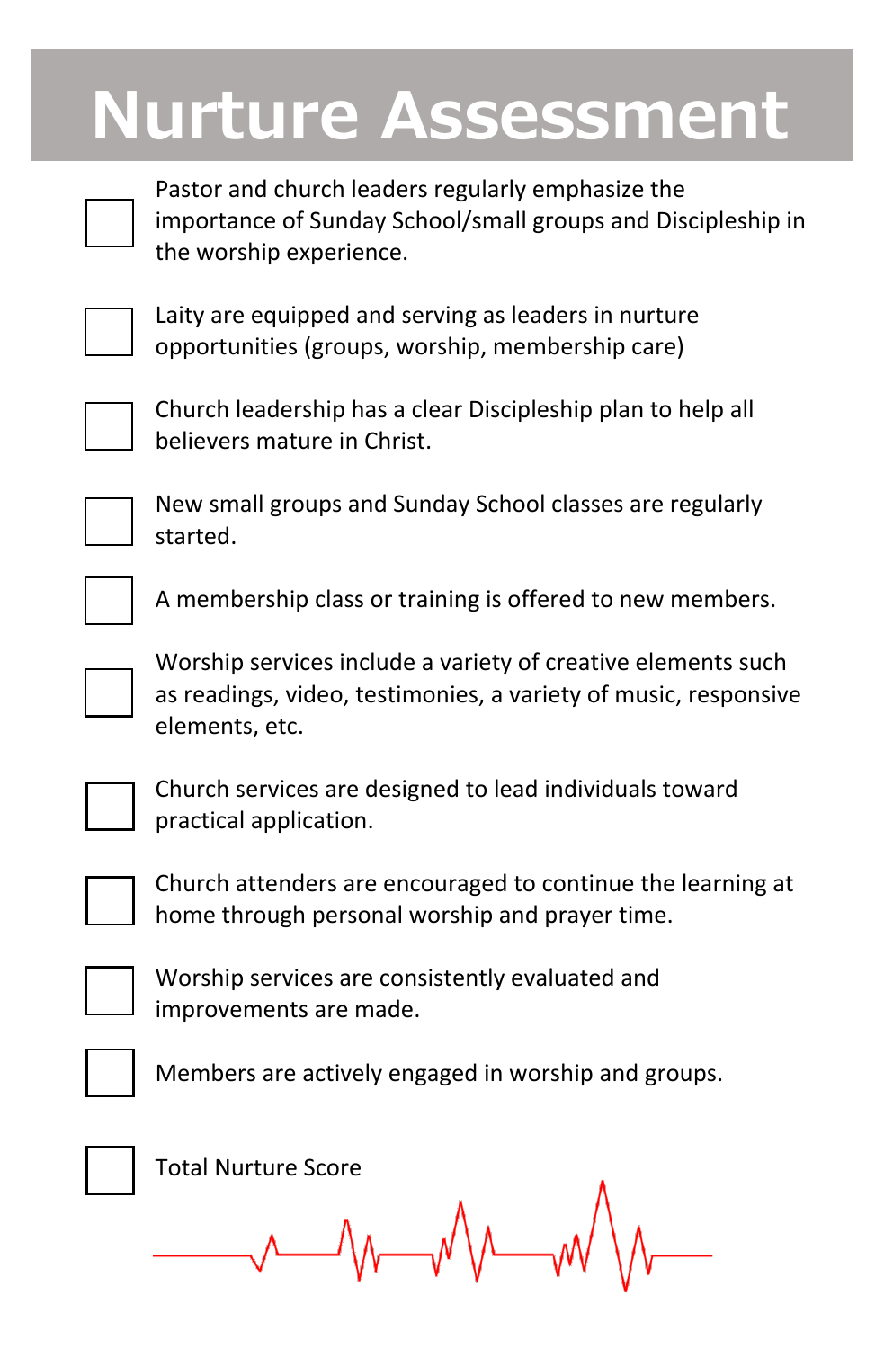# Nurture Assessment

- [ ] Pastor and church leaders regularly emphasize the importance of Sunday School/small groups and Discipleship in the worship experience.
- [ ] Laity are equipped and serving as leaders in nurture opportunities (groups, worship, membership care)
- [ ] Church leadership has a clear Discipleship plan to help all believers mature in Christ.
- [ ] New small groups and Sunday School classes are regularly started.
- [ ] A membership class or training is offered to new members.
- [ ] Worship services include a variety of creative elements such as readings, video, testimonies, a variety of music, responsive elements, etc.
- [ ] Church services are designed to lead individuals toward practical application.
- [ ] Church attenders are encouraged to continue the learning at home through personal worship and prayer time.
- [ ] Worship services are consistently evaluated and improvements are made.
- [ ] Members are actively engaged in worship and groups.
- [ ] Total Nurture Score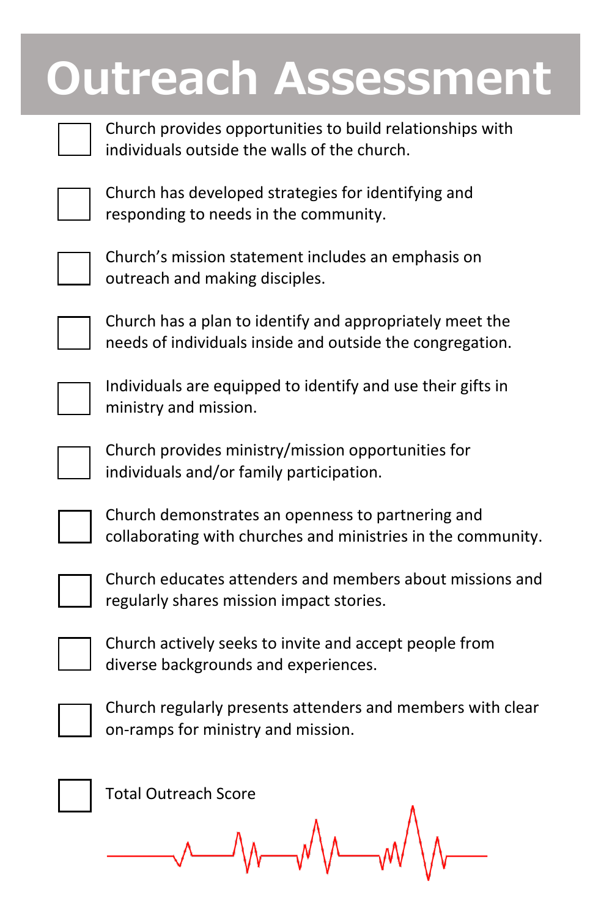# Outreach Assessment

- [ ] Church provides opportunities to build relationships with individuals outside the walls of the church.
- [ ] Church has developed strategies for identifying and responding to needs in the community.
- [ ] Church's mission statement includes an emphasis on outreach and making disciples.
- [ ] Church has a plan to identify and appropriately meet the needs of individuals inside and outside the congregation.
- [ ] Individuals are equipped to identify and use their gifts in ministry and mission.
- [ ] Church provides ministry/mission opportunities for individuals and/or family participation.
- [ ] Church demonstrates an openness to partnering and collaborating with churches and ministries in the community.
- [ ] Church educates attenders and members about missions and regularly shares mission impact stories.
- [ ] Church actively seeks to invite and accept people from diverse backgrounds and experiences.
- [ ] Church regularly presents attenders and members with clear on-ramps for ministry and mission.

- [ ] Total Outreach Score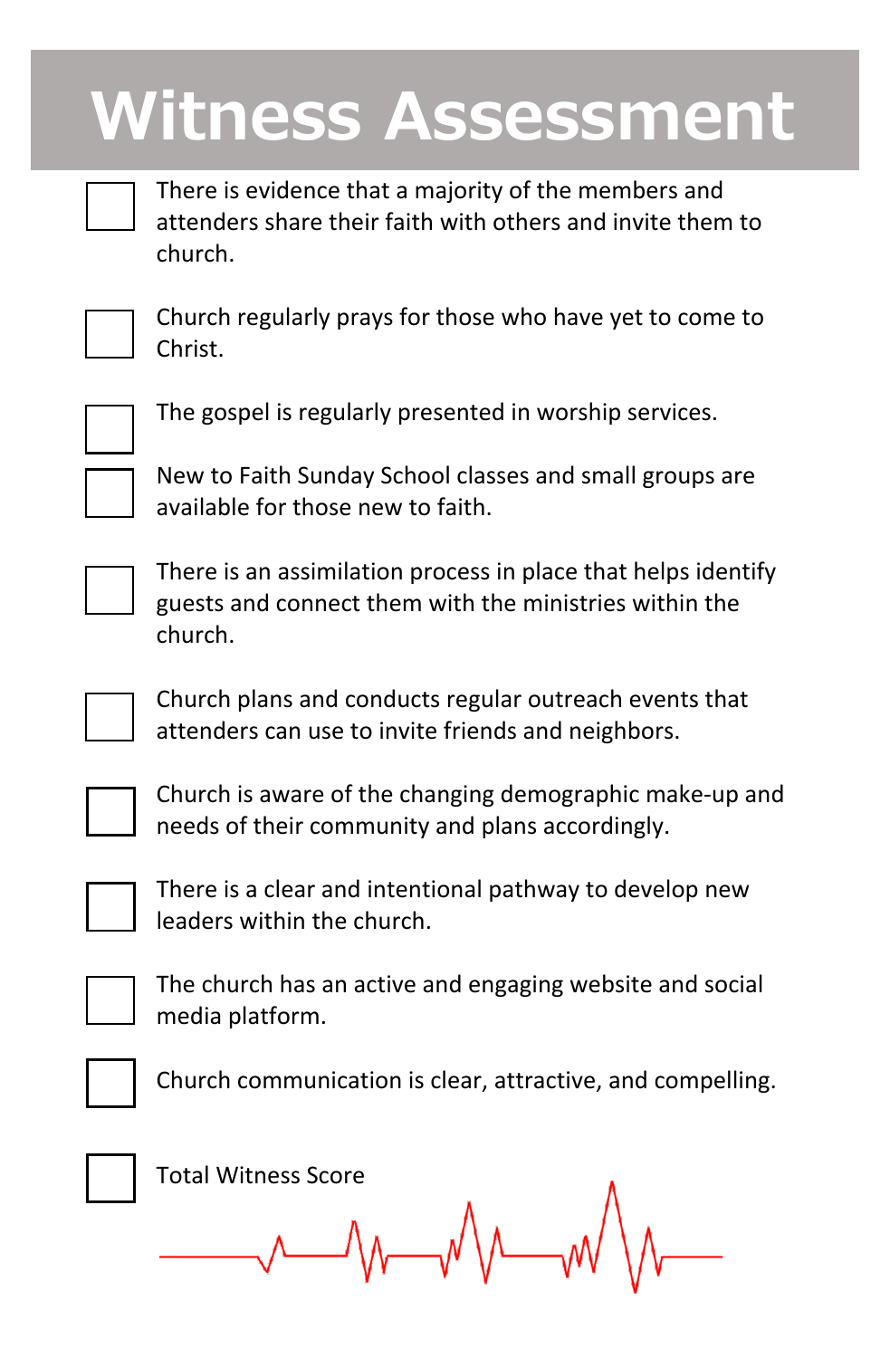# Witness Assessment

- [ ] There is evidence that a majority of the members and attenders share their faith with others and invite them to church.
- [ ] Church regularly prays for those who have yet to come to Christ.
- [ ] The gospel is regularly presented in worship services.
- [ ] New to Faith Sunday School classes and small groups are available for those new to faith.
- [ ] There is an assimilation process in place that helps identify guests and connect them with the ministries within the church.
- [ ] Church plans and conducts regular outreach events that attenders can use to invite friends and neighbors.
- [ ] Church is aware of the changing demographic make-up and needs of their community and plans accordingly.
- [ ] There is a clear and intentional pathway to develop new leaders within the church.
- [ ] The church has an active and engaging website and social media platform.
- [ ] Church communication is clear, attractive, and compelling.
- [ ] Total Witness Score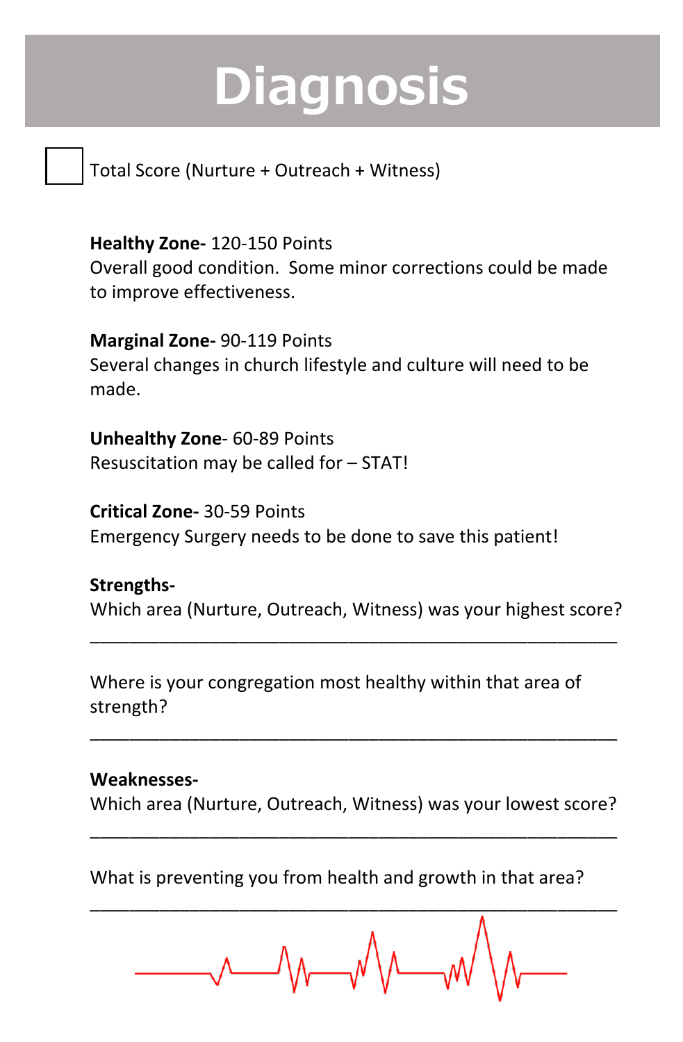# Diagnosis

☐ Total Score (Nurture + Outreach + Witness)

**Healthy Zone-** 120-150 Points
Overall good condition. Some minor corrections could be made to improve effectiveness.

**Marginal Zone-** 90-119 Points
Several changes in church lifestyle and culture will need to be made.

**Unhealthy Zone**- 60-89 Points
Resuscitation may be called for – STAT!

**Critical Zone-** 30-59 Points
Emergency Surgery needs to be done to save this patient!

**Strengths-**
Which area (Nurture, Outreach, Witness) was your highest score?
______________________________________________

Where is your congregation most healthy within that area of strength?
______________________________________________

**Weaknesses-**
Which area (Nurture, Outreach, Witness) was your lowest score?
______________________________________________

What is preventing you from health and growth in that area?
______________________________________________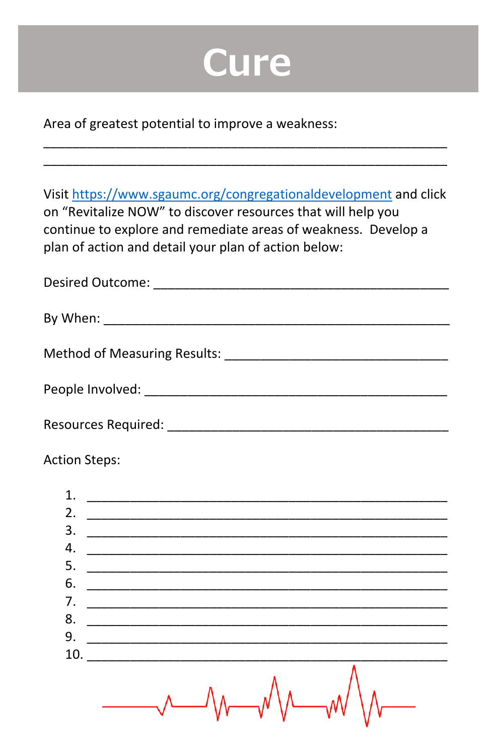# Cure

Area of greatest potential to improve a weakness:

_______________________________________________________

_______________________________________________________

Visit https://www.sgaumc.org/congregationaldevelopment and click on "Revitalize NOW" to discover resources that will help you continue to explore and remediate areas of weakness. Develop a plan of action and detail your plan of action below:

Desired Outcome: ________________________________________

By When: ______________________________________________

Method of Measuring Results: ______________________________

People Involved: ________________________________________

Resources Required: _____________________________________

Action Steps:

1. ________________________________________________
2. ________________________________________________
3. ________________________________________________
4. ________________________________________________
5. ________________________________________________
6. ________________________________________________
7. ________________________________________________
8. ________________________________________________
9. ________________________________________________
10. ________________________________________________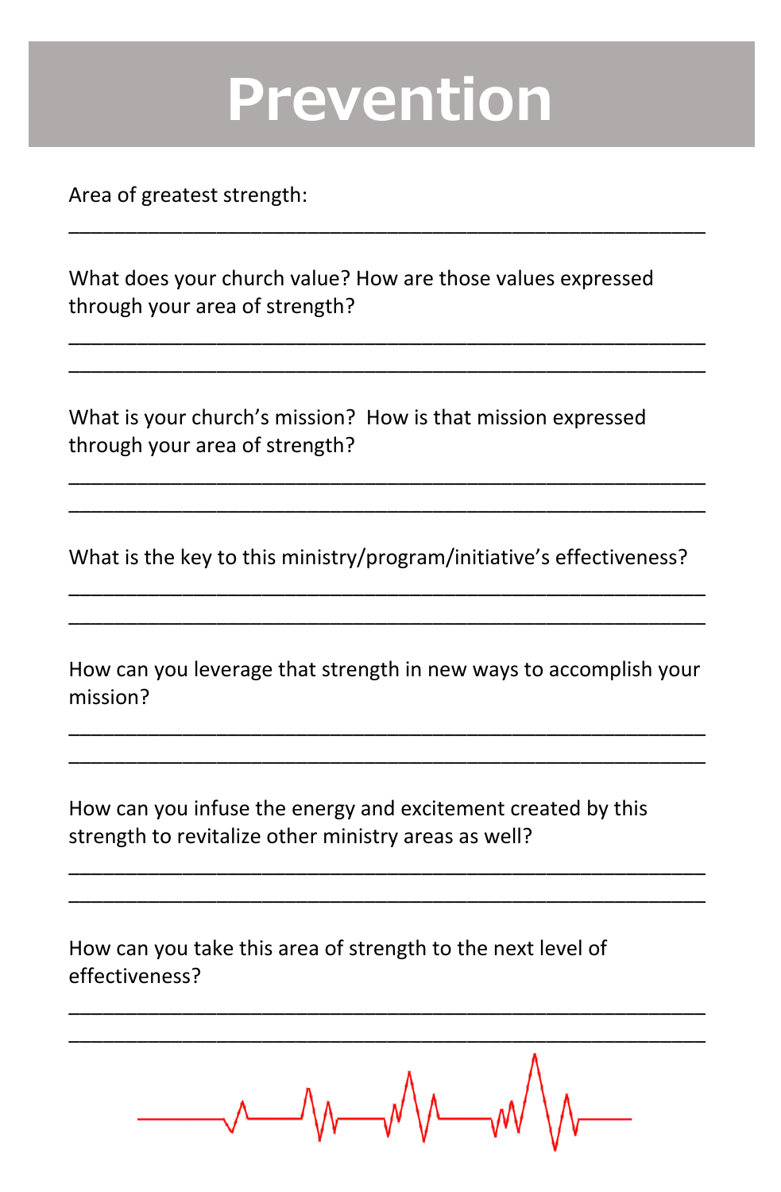# Prevention

Area of greatest strength:

_______________________________________________________

What does your church value? How are those values expressed through your area of strength?

_______________________________________________________

_______________________________________________________

What is your church's mission? How is that mission expressed through your area of strength?

_______________________________________________________

_______________________________________________________

What is the key to this ministry/program/initiative's effectiveness?

_______________________________________________________

_______________________________________________________

How can you leverage that strength in new ways to accomplish your mission?

_______________________________________________________

_______________________________________________________

How can you infuse the energy and excitement created by this strength to revitalize other ministry areas as well?

_______________________________________________________

_______________________________________________________

How can you take this area of strength to the next level of effectiveness?

_______________________________________________________

_______________________________________________________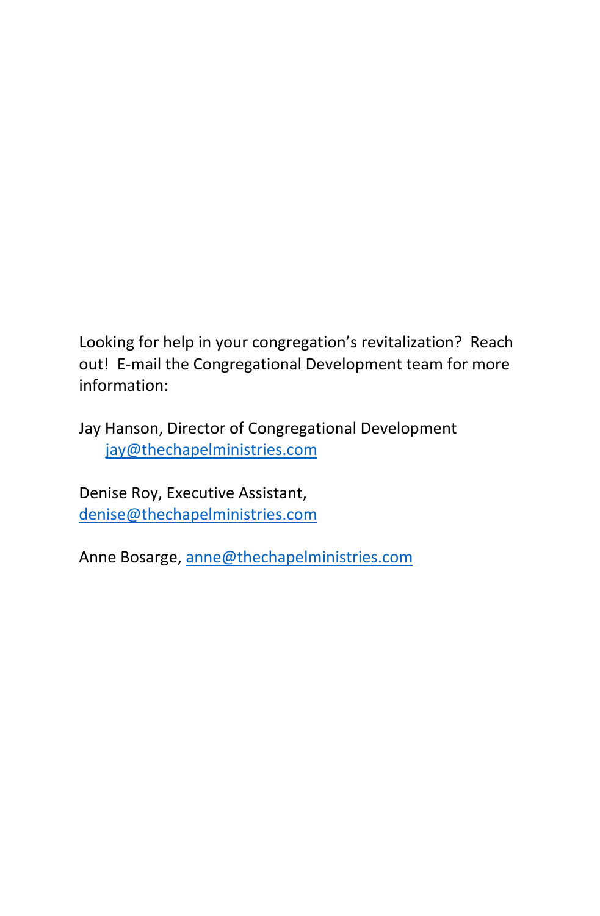Looking for help in your congregation's revitalization? Reach out! E-mail the Congregational Development team for more information:

Jay Hanson, Director of Congregational Development
jay@thechapelministries.com

Denise Roy, Executive Assistant,
denise@thechapelministries.com

Anne Bosarge, anne@thechapelministries.com